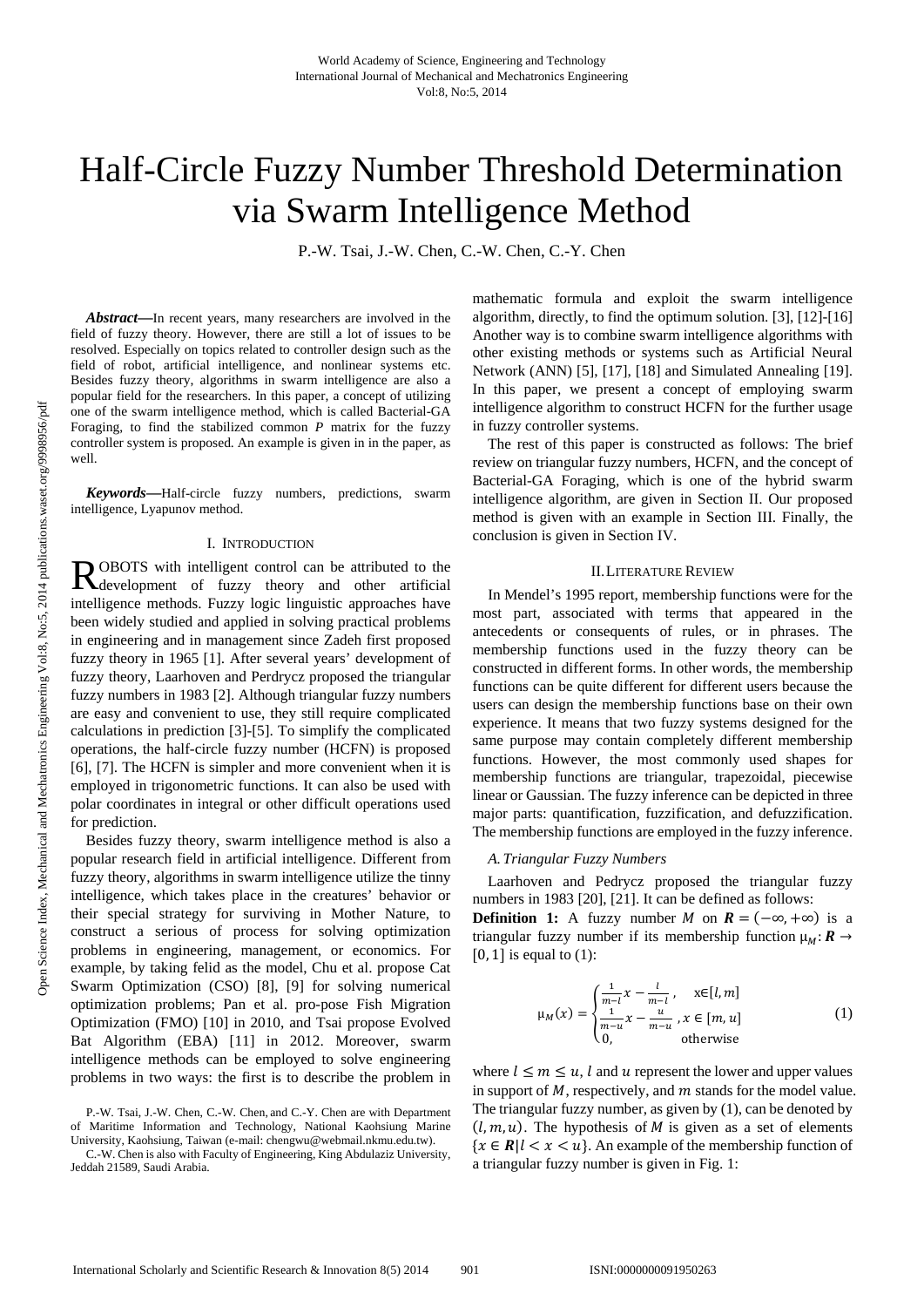# Half-Circle Fuzzy Number Threshold Determination via Swarm Intelligence Method

P.-W. Tsai, J.-W. Chen, C.-W. Chen, C.-Y. Chen

***Abstract*****—**In recent years, many researchers are involved in the field of fuzzy theory. However, there are still a lot of issues to be resolved. Especially on topics related to controller design such as the field of robot, artificial intelligence, and nonlinear systems etc. Besides fuzzy theory, algorithms in swarm intelligence are also a popular field for the researchers. In this paper, a concept of utilizing one of the swarm intelligence method, which is called Bacterial-GA Foraging, to find the stabilized common *P* matrix for the fuzzy controller system is proposed. An example is given in in the paper, as well.

***Keywords*****—**Half-circle fuzzy numbers, predictions, swarm intelligence, Lyapunov method.

## I. Introduction

ROBOTS with intelligent control can be attributed to the development of fuzzy theory and other artificial intelligence methods. Fuzzy logic linguistic approaches have been widely studied and applied in solving practical problems in engineering and in management since Zadeh first proposed fuzzy theory in 1965 [1]. After several years' development of fuzzy theory, Laarhoven and Perdrycz proposed the triangular fuzzy numbers in 1983 [2]. Although triangular fuzzy numbers are easy and convenient to use, they still require complicated calculations in prediction [3]-[5]. To simplify the complicated operations, the half-circle fuzzy number (HCFN) is proposed [6], [7]. The HCFN is simpler and more convenient when it is employed in trigonometric functions. It can also be used with polar coordinates in integral or other difficult operations used for prediction.

Besides fuzzy theory, swarm intelligence method is also a popular research field in artificial intelligence. Different from fuzzy theory, algorithms in swarm intelligence utilize the tinny intelligence, which takes place in the creatures' behavior or their special strategy for surviving in Mother Nature, to construct a serious of process for solving optimization problems in engineering, management, or economics. For example, by taking felid as the model, Chu et al. propose Cat Swarm Optimization (CSO) [8], [9] for solving numerical optimization problems; Pan et al. pro-pose Fish Migration Optimization (FMO) [10] in 2010, and Tsai propose Evolved Bat Algorithm (EBA) [11] in 2012. Moreover, swarm intelligence methods can be employed to solve engineering problems in two ways: the first is to describe the problem in mathematic formula and exploit the swarm intelligence algorithm, directly, to find the optimum solution. [3], [12]-[16] Another way is to combine swarm intelligence algorithms with other existing methods or systems such as Artificial Neural Network (ANN) [5], [17], [18] and Simulated Annealing [19]. In this paper, we present a concept of employing swarm intelligence algorithm to construct HCFN for the further usage in fuzzy controller systems.

The rest of this paper is constructed as follows: The brief review on triangular fuzzy numbers, HCFN, and the concept of Bacterial-GA Foraging, which is one of the hybrid swarm intelligence algorithm, are given in Section II. Our proposed method is given with an example in Section III. Finally, the conclusion is given in Section IV.

P.-W. Tsai, J.-W. Chen, C.-W. Chen, and C.-Y. Chen are with Department of Maritime Information and Technology, National Kaohsiung Marine University, Kaohsiung, Taiwan (e-mail: chengwu@webmail.nkmu.edu.tw).

C.-W. Chen is also with Faculty of Engineering, King Abdulaziz University, Jeddah 21589, Saudi Arabia.

## II. Literature Review

In Mendel's 1995 report, membership functions were for the most part, associated with terms that appeared in the antecedents or consequents of rules, or in phrases. The membership functions used in the fuzzy theory can be constructed in different forms. In other words, the membership functions can be quite different for different users because the users can design the membership functions base on their own experience. It means that two fuzzy systems designed for the same purpose may contain completely different membership functions. However, the most commonly used shapes for membership functions are triangular, trapezoidal, piecewise linear or Gaussian. The fuzzy inference can be depicted in three major parts: quantification, fuzzification, and defuzzification. The membership functions are employed in the fuzzy inference.

### *A. Triangular Fuzzy Numbers*

Laarhoven and Pedrycz proposed the triangular fuzzy numbers in 1983 [20], [21]. It can be defined as follows:

**Definition 1:** A fuzzy number $M$ on $\boldsymbol{R} = (-\infty, +\infty)$ is a triangular fuzzy number if its membership function $\mu_M: \boldsymbol{R} \rightarrow [0, 1]$ is equal to (1):

$$\mu_M(x) = \begin{cases} \frac{1}{m-l}x - \frac{l}{m-l}, & x \in [l, m] \\ \frac{1}{m-u}x - \frac{u}{m-u}, & x \in [m, u] \\ 0, & \text{otherwise} \end{cases} \tag{1}$$

where $l \leq m \leq u$, $l$ and $u$ represent the lower and upper values in support of $M$, respectively, and $m$ stands for the model value. The triangular fuzzy number, as given by (1), can be denoted by $(l, m, u)$. The hypothesis of $M$ is given as a set of elements $\{x \in \boldsymbol{R} | l < x < u\}$. An example of the membership function of a triangular fuzzy number is given in Fig. 1: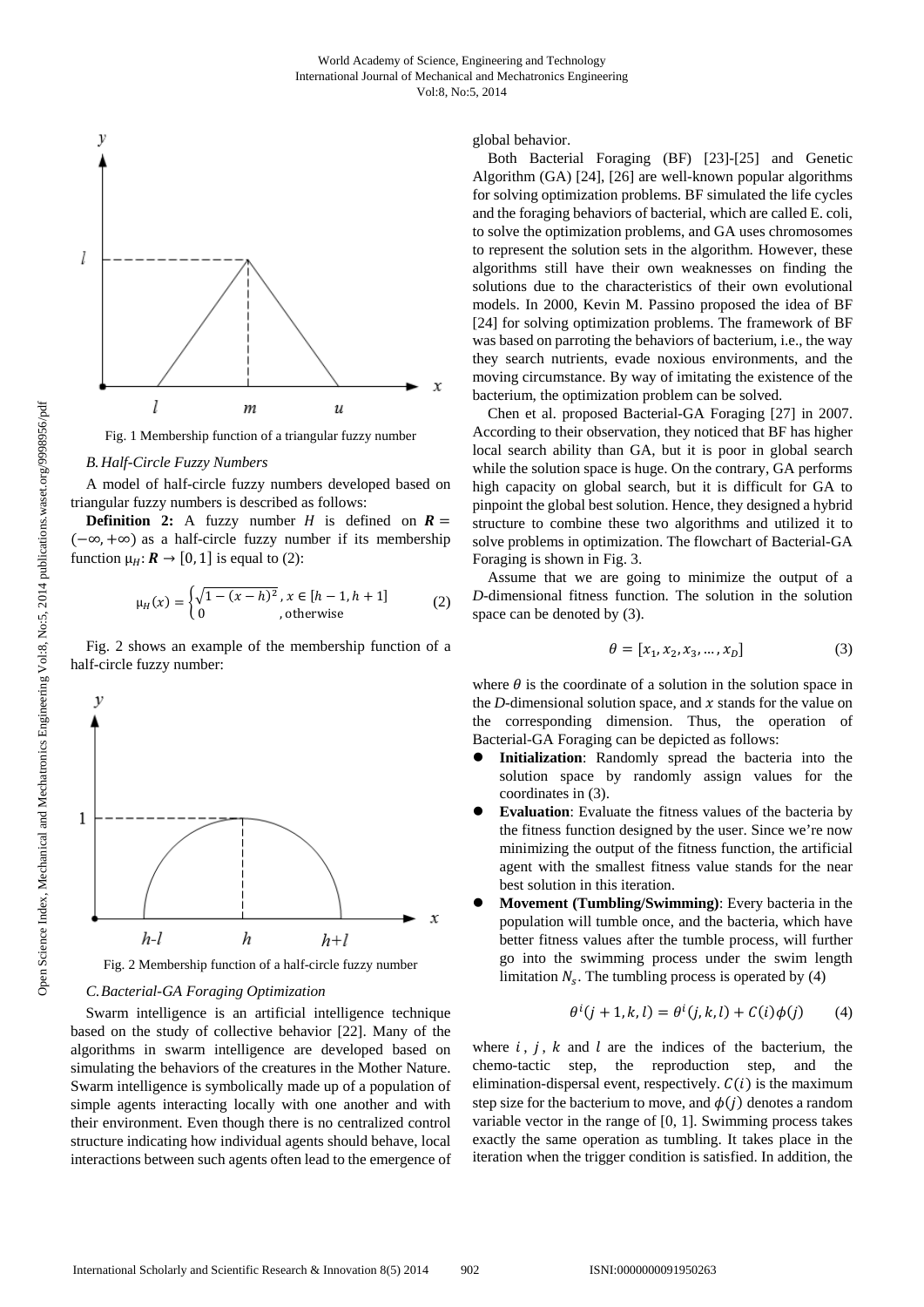Fig. 1 Membership function of a triangular fuzzy number

### B. Half-Circle Fuzzy Numbers

A model of half-circle fuzzy numbers developed based on triangular fuzzy numbers is described as follows:

**Definition 2:** A fuzzy number $H$ is defined on $\boldsymbol{R} = (-\infty, +\infty)$ as a half-circle fuzzy number if its membership function $\mu_H: \boldsymbol{R} \rightarrow [0, 1]$ is equal to (2):

$$\mu_H(x) = \begin{cases} \sqrt{1-(x-h)^2}, & x \in [h-1, h+1] \\ 0 & , \text{otherwise} \end{cases} \tag{2}$$

Fig. 2 shows an example of the membership function of a half-circle fuzzy number:

Fig. 2 Membership function of a half-circle fuzzy number

### C. Bacterial-GA Foraging Optimization

Swarm intelligence is an artificial intelligence technique based on the study of collective behavior [22]. Many of the algorithms in swarm intelligence are developed based on simulating the behaviors of the creatures in the Mother Nature. Swarm intelligence is symbolically made up of a population of simple agents interacting locally with one another and with their environment. Even though there is no centralized control structure indicating how individual agents should behave, local interactions between such agents often lead to the emergence of global behavior.

Both Bacterial Foraging (BF) [23]-[25] and Genetic Algorithm (GA) [24], [26] are well-known popular algorithms for solving optimization problems. BF simulated the life cycles and the foraging behaviors of bacterial, which are called E. coli, to solve the optimization problems, and GA uses chromosomes to represent the solution sets in the algorithm. However, these algorithms still have their own weaknesses on finding the solutions due to the characteristics of their own evolutional models. In 2000, Kevin M. Passino proposed the idea of BF [24] for solving optimization problems. The framework of BF was based on parroting the behaviors of bacterium, i.e., the way they search nutrients, evade noxious environments, and the moving circumstance. By way of imitating the existence of the bacterium, the optimization problem can be solved.

Chen et al. proposed Bacterial-GA Foraging [27] in 2007. According to their observation, they noticed that BF has higher local search ability than GA, but it is poor in global search while the solution space is huge. On the contrary, GA performs high capacity on global search, but it is difficult for GA to pinpoint the global best solution. Hence, they designed a hybrid structure to combine these two algorithms and utilized it to solve problems in optimization. The flowchart of Bacterial-GA Foraging is shown in Fig. 3.

Assume that we are going to minimize the output of a *D*-dimensional fitness function. The solution in the solution space can be denoted by (3).

$$\theta = [x_1, x_2, x_3, \dots, x_D] \tag{3}$$

where $\theta$ is the coordinate of a solution in the solution space in the *D*-dimensional solution space, and $x$ stands for the value on the corresponding dimension. Thus, the operation of Bacterial-GA Foraging can be depicted as follows:

- **Initialization**: Randomly spread the bacteria into the solution space by randomly assign values for the coordinates in (3).
- **Evaluation**: Evaluate the fitness values of the bacteria by the fitness function designed by the user. Since we're now minimizing the output of the fitness function, the artificial agent with the smallest fitness value stands for the near best solution in this iteration.
- **Movement (Tumbling/Swimming)**: Every bacteria in the population will tumble once, and the bacteria, which have better fitness values after the tumble process, will further go into the swimming process under the swim length limitation $N_s$. The tumbling process is operated by (4)

$$\theta^i(j+1, k, l) = \theta^i(j, k, l) + C(i)\phi(j) \tag{4}$$

where $i$, $j$, $k$ and $l$ are the indices of the bacterium, the chemo-tactic step, the reproduction step, and the elimination-dispersal event, respectively. $C(i)$ is the maximum step size for the bacterium to move, and $\phi(j)$ denotes a random variable vector in the range of [0, 1]. Swimming process takes exactly the same operation as tumbling. It takes place in the iteration when the trigger condition is satisfied. In addition, the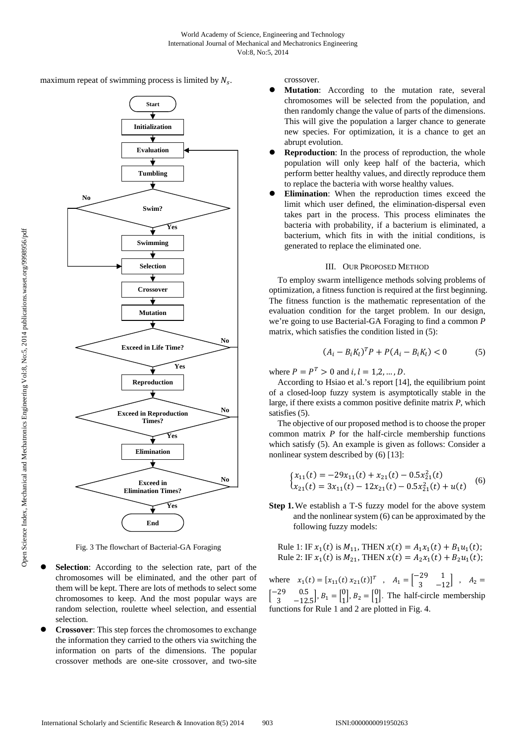maximum repeat of swimming process is limited by $N_s$.

Fig. 3 The flowchart of Bacterial-GA Foraging

- **Selection**: According to the selection rate, part of the chromosomes will be eliminated, and the other part of them will be kept. There are lots of methods to select some chromosomes to keep. And the most popular ways are random selection, roulette wheel selection, and essential selection.
- **Crossover**: This step forces the chromosomes to exchange the information they carried to the others via switching the information on parts of the dimensions. The popular crossover methods are one-site crossover, and two-site crossover.
- **Mutation**: According to the mutation rate, several chromosomes will be selected from the population, and then randomly change the value of parts of the dimensions. This will give the population a larger chance to generate new species. For optimization, it is a chance to get an abrupt evolution.
- **Reproduction**: In the process of reproduction, the whole population will only keep half of the bacteria, which perform better healthy values, and directly reproduce them to replace the bacteria with worse healthy values.
- **Elimination**: When the reproduction times exceed the limit which user defined, the elimination-dispersal even takes part in the process. This process eliminates the bacteria with probability, if a bacterium is eliminated, a bacterium, which fits in with the initial conditions, is generated to replace the eliminated one.

## III. Our Proposed Method

To employ swarm intelligence methods solving problems of optimization, a fitness function is required at the first beginning. The fitness function is the mathematic representation of the evaluation condition for the target problem. In our design, we're going to use Bacterial-GA Foraging to find a common $P$ matrix, which satisfies the condition listed in (5):

$$(A_i - B_i K_l)^T P + P(A_i - B_i K_l) < 0 \qquad (5)$$

where $P = P^T > 0$ and $i, l = 1,2, \dots, D$.

According to Hsiao et al.'s report [14], the equilibrium point of a closed-loop fuzzy system is asymptotically stable in the large, if there exists a common positive definite matrix $P$, which satisfies (5).

The objective of our proposed method is to choose the proper common matrix $P$ for the half-circle membership functions which satisfy (5). An example is given as follows: Consider a nonlinear system described by (6) [13]:

$$\begin{cases} x_{11}(t) = -29x_{11}(t) + x_{21}(t) - 0.5x_{21}^2(t) \\ x_{21}(t) = 3x_{11}(t) - 12x_{21}(t) - 0.5x_{21}^2(t) + u(t) \end{cases} \qquad (6)$$

**Step 1.** We establish a T-S fuzzy model for the above system and the nonlinear system (6) can be approximated by the following fuzzy models:

Rule 1: IF $x_1(t)$ is $M_{11}$, THEN $x(t) = A_1 x_1(t) + B_1 u_1(t)$;
Rule 2: IF $x_1(t)$ is $M_{21}$, THEN $x(t) = A_2 x_1(t) + B_2 u_1(t)$;

where $x_1(t) = [x_{11}(t)\ x_{21}(t)]^T$, $A_1 = \begin{bmatrix} -29 & 1 \\ 3 & -12 \end{bmatrix}$, $A_2 = \begin{bmatrix} -29 & 0.5 \\ 3 & -12.5 \end{bmatrix}$, $B_1 = \begin{bmatrix} 0 \\ 1 \end{bmatrix}$, $B_2 = \begin{bmatrix} 0 \\ 1 \end{bmatrix}$. The half-circle membership functions for Rule 1 and 2 are plotted in Fig. 4.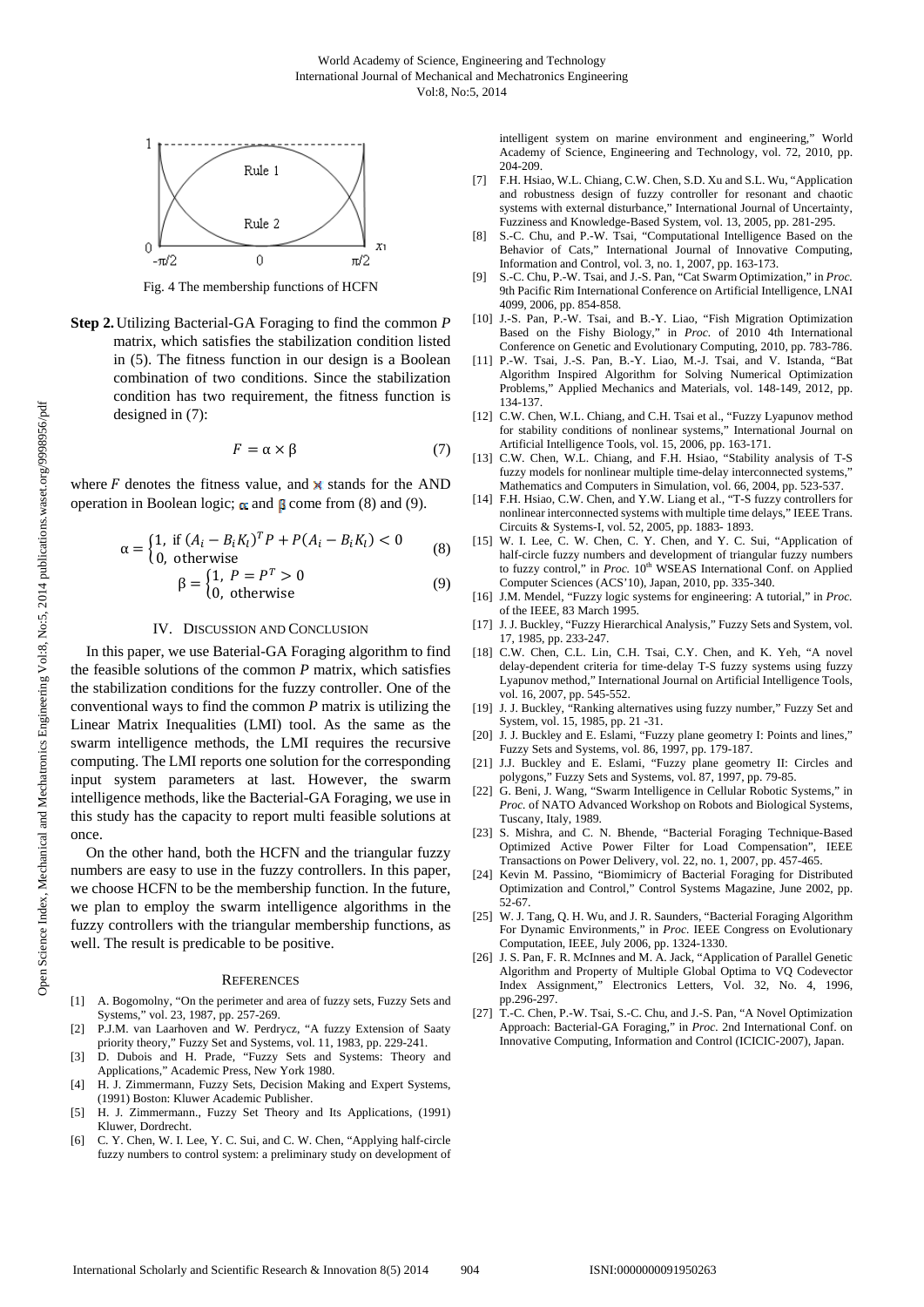1

Rule 1

Rule 2

0

$x_1$

$-\pi/2$ 0 $\pi/2$

Fig. 4 The membership functions of HCFN

**Step 2.** Utilizing Bacterial-GA Foraging to find the common $P$ matrix, which satisfies the stabilization condition listed in (5). The fitness function in our design is a Boolean combination of two conditions. Since the stabilization condition has two requirement, the fitness function is designed in (7):

$$F = \alpha \times \beta \tag{7}$$

where $F$ denotes the fitness value, and $\times$ stands for the AND operation in Boolean logic; $\alpha$ and $\beta$ come from (8) and (9).

$$\alpha = \begin{cases} 1, \text{ if } (A_i - B_i K_l)^T P + P(A_i - B_i K_l) < 0 \\ 0, \text{ otherwise} \end{cases} \tag{8}$$

$$\beta = \begin{cases} 1, \ P = P^T > 0 \\ 0, \text{ otherwise} \end{cases} \tag{9}$$

## IV. Discussion and Conclusion

In this paper, we use Baterial-GA Foraging algorithm to find the feasible solutions of the common $P$ matrix, which satisfies the stabilization conditions for the fuzzy controller. One of the conventional ways to find the common $P$ matrix is utilizing the Linear Matrix Inequalities (LMI) tool. As the same as the swarm intelligence methods, the LMI requires the recursive computing. The LMI reports one solution for the corresponding input system parameters at last. However, the swarm intelligence methods, like the Bacterial-GA Foraging, we use in this study has the capacity to report multi feasible solutions at once.

On the other hand, both the HCFN and the triangular fuzzy numbers are easy to use in the fuzzy controllers. In this paper, we choose HCFN to be the membership function. In the future, we plan to employ the swarm intelligence algorithms in the fuzzy controllers with the triangular membership functions, as well. The result is predicable to be positive.

## References

[1] A. Bogomolny, "On the perimeter and area of fuzzy sets, Fuzzy Sets and Systems," vol. 23, 1987, pp. 257-269.

[2] P.J.M. van Laarhoven and W. Perdrycz, "A fuzzy Extension of Saaty priority theory," Fuzzy Set and Systems, vol. 11, 1983, pp. 229-241.

[3] D. Dubois and H. Prade, "Fuzzy Sets and Systems: Theory and Applications," Academic Press, New York 1980.

[4] H. J. Zimmermann, Fuzzy Sets, Decision Making and Expert Systems, (1991) Boston: Kluwer Academic Publisher.

[5] H. J. Zimmermann., Fuzzy Set Theory and Its Applications, (1991) Kluwer, Dordrecht.

[6] C. Y. Chen, W. I. Lee, Y. C. Sui, and C. W. Chen, "Applying half-circle fuzzy numbers to control system: a preliminary study on development of intelligent system on marine environment and engineering," World Academy of Science, Engineering and Technology, vol. 72, 2010, pp. 204-209.

[7] F.H. Hsiao, W.L. Chiang, C.W. Chen, S.D. Xu and S.L. Wu, "Application and robustness design of fuzzy controller for resonant and chaotic systems with external disturbance," International Journal of Uncertainty, Fuzziness and Knowledge-Based System, vol. 13, 2005, pp. 281-295.

[8] S.-C. Chu, and P.-W. Tsai, "Computational Intelligence Based on the Behavior of Cats," International Journal of Innovative Computing, Information and Control, vol. 3, no. 1, 2007, pp. 163-173.

[9] S.-C. Chu, P.-W. Tsai, and J.-S. Pan, "Cat Swarm Optimization," in *Proc.* 9th Pacific Rim International Conference on Artificial Intelligence, LNAI 4099, 2006, pp. 854-858.

[10] J.-S. Pan, P.-W. Tsai, and B.-Y. Liao, "Fish Migration Optimization Based on the Fishy Biology," in *Proc.* of 2010 4th International Conference on Genetic and Evolutionary Computing, 2010, pp. 783-786.

[11] P.-W. Tsai, J.-S. Pan, B.-Y. Liao, M.-J. Tsai, and V. Istanda, "Bat Algorithm Inspired Algorithm for Solving Numerical Optimization Problems," Applied Mechanics and Materials, vol. 148-149, 2012, pp. 134-137.

[12] C.W. Chen, W.L. Chiang, and C.H. Tsai et al., "Fuzzy Lyapunov method for stability conditions of nonlinear systems," International Journal on Artificial Intelligence Tools, vol. 15, 2006, pp. 163-171.

[13] C.W. Chen, W.L. Chiang, and F.H. Hsiao, "Stability analysis of T-S fuzzy models for nonlinear multiple time-delay interconnected systems," Mathematics and Computers in Simulation, vol. 66, 2004, pp. 523-537.

[14] F.H. Hsiao, C.W. Chen, and Y.W. Liang et al., "T-S fuzzy controllers for nonlinear interconnected systems with multiple time delays," IEEE Trans. Circuits & Systems-I, vol. 52, 2005, pp. 1883- 1893.

[15] W. I. Lee, C. W. Chen, C. Y. Chen, and Y. C. Sui, "Application of half-circle fuzzy numbers and development of triangular fuzzy numbers to fuzzy control," in *Proc.* 10th WSEAS International Conf. on Applied Computer Sciences (ACS'10), Japan, 2010, pp. 335-340.

[16] J.M. Mendel, "Fuzzy logic systems for engineering: A tutorial," in *Proc.* of the IEEE, 83 March 1995.

[17] J. J. Buckley, "Fuzzy Hierarchical Analysis," Fuzzy Sets and System, vol. 17, 1985, pp. 233-247.

[18] C.W. Chen, C.L. Lin, C.H. Tsai, C.Y. Chen, and K. Yeh, "A novel delay-dependent criteria for time-delay T-S fuzzy systems using fuzzy Lyapunov method," International Journal on Artificial Intelligence Tools, vol. 16, 2007, pp. 545-552.

[19] J. J. Buckley, "Ranking alternatives using fuzzy number," Fuzzy Set and System, vol. 15, 1985, pp. 21 -31.

[20] J. J. Buckley and E. Eslami, "Fuzzy plane geometry I: Points and lines," Fuzzy Sets and Systems, vol. 86, 1997, pp. 179-187.

[21] J.J. Buckley and E. Eslami, "Fuzzy plane geometry II: Circles and polygons," Fuzzy Sets and Systems, vol. 87, 1997, pp. 79-85.

[22] G. Beni, J. Wang, "Swarm Intelligence in Cellular Robotic Systems," in *Proc.* of NATO Advanced Workshop on Robots and Biological Systems, Tuscany, Italy, 1989.

[23] S. Mishra, and C. N. Bhende, "Bacterial Foraging Technique-Based Optimized Active Power Filter for Load Compensation", IEEE Transactions on Power Delivery, vol. 22, no. 1, 2007, pp. 457-465.

[24] Kevin M. Passino, "Biomimicry of Bacterial Foraging for Distributed Optimization and Control," Control Systems Magazine, June 2002, pp. 52-67.

[25] W. J. Tang, Q. H. Wu, and J. R. Saunders, "Bacterial Foraging Algorithm For Dynamic Environments," in *Proc.* IEEE Congress on Evolutionary Computation, IEEE, July 2006, pp. 1324-1330.

[26] J. S. Pan, F. R. McInnes and M. A. Jack, "Application of Parallel Genetic Algorithm and Property of Multiple Global Optima to VQ Codevector Index Assignment," Electronics Letters, Vol. 32, No. 4, 1996, pp.296-297.

[27] T.-C. Chen, P.-W. Tsai, S.-C. Chu, and J.-S. Pan, "A Novel Optimization Approach: Bacterial-GA Foraging," in *Proc.* 2nd International Conf. on Innovative Computing, Information and Control (ICICIC-2007), Japan.